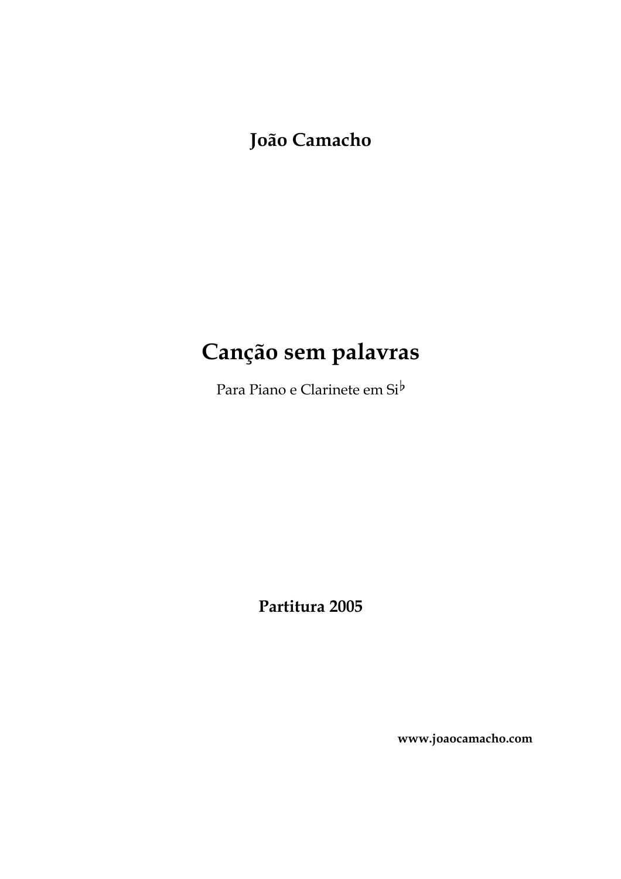**João Camacho**

# Canção sem palavras

Para Piano e Clarinete em Si♭

**Partitura 2005**

**www.joaocamacho.com**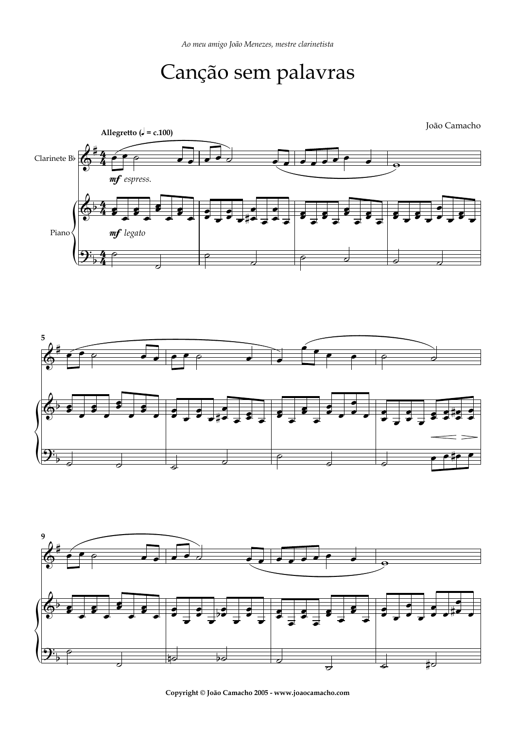*Ao meu amigo João Menezes, mestre clarinetista*

# Canção sem palavras

João Camacho

**Allegretto (♩ = c.100)**

Clarinete B♭

*mf espress.*

Piano

*mf legato*

Copyright © João Camacho 2005 - www.joaocamacho.com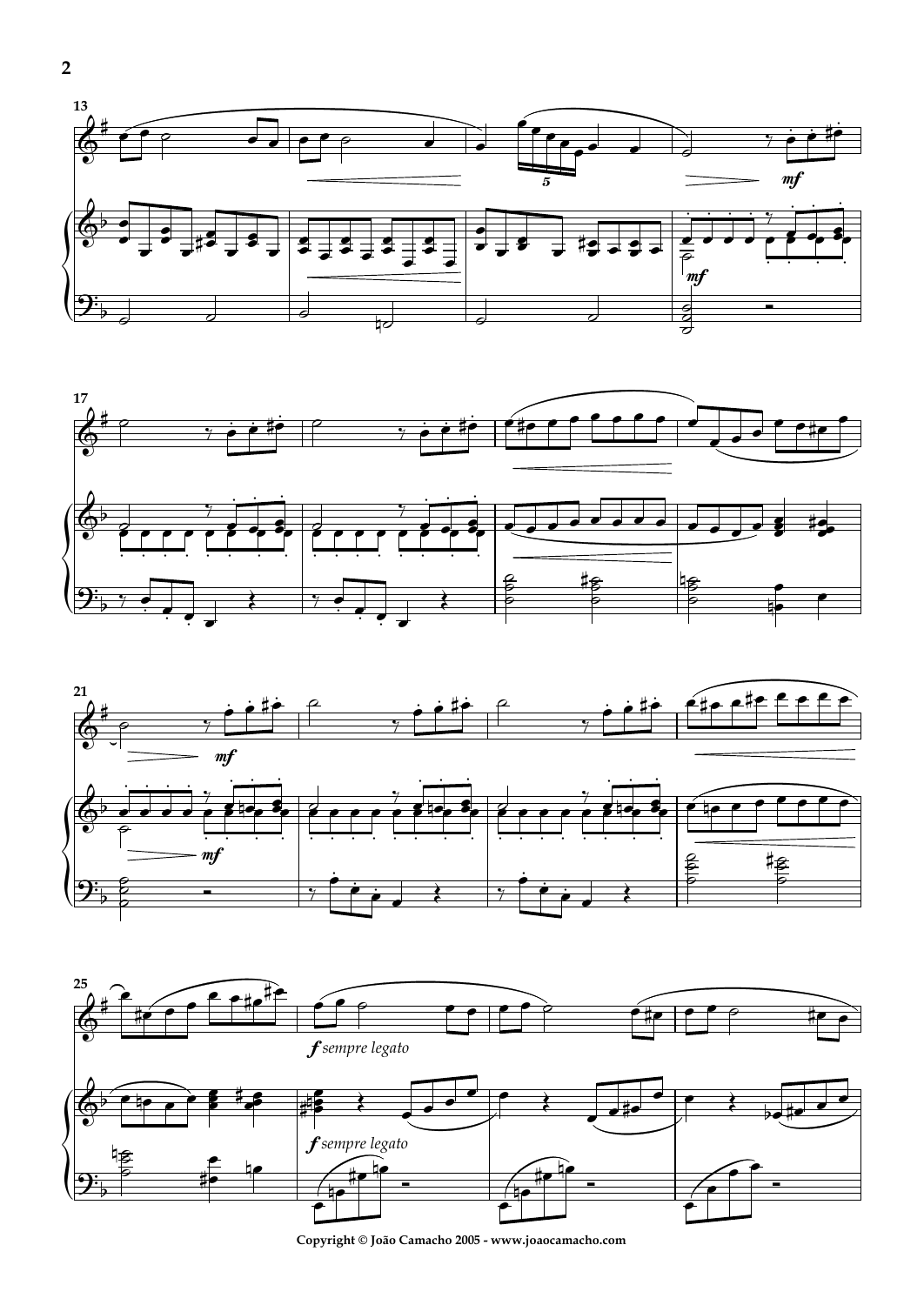*f sempre legato*

*f sempre legato*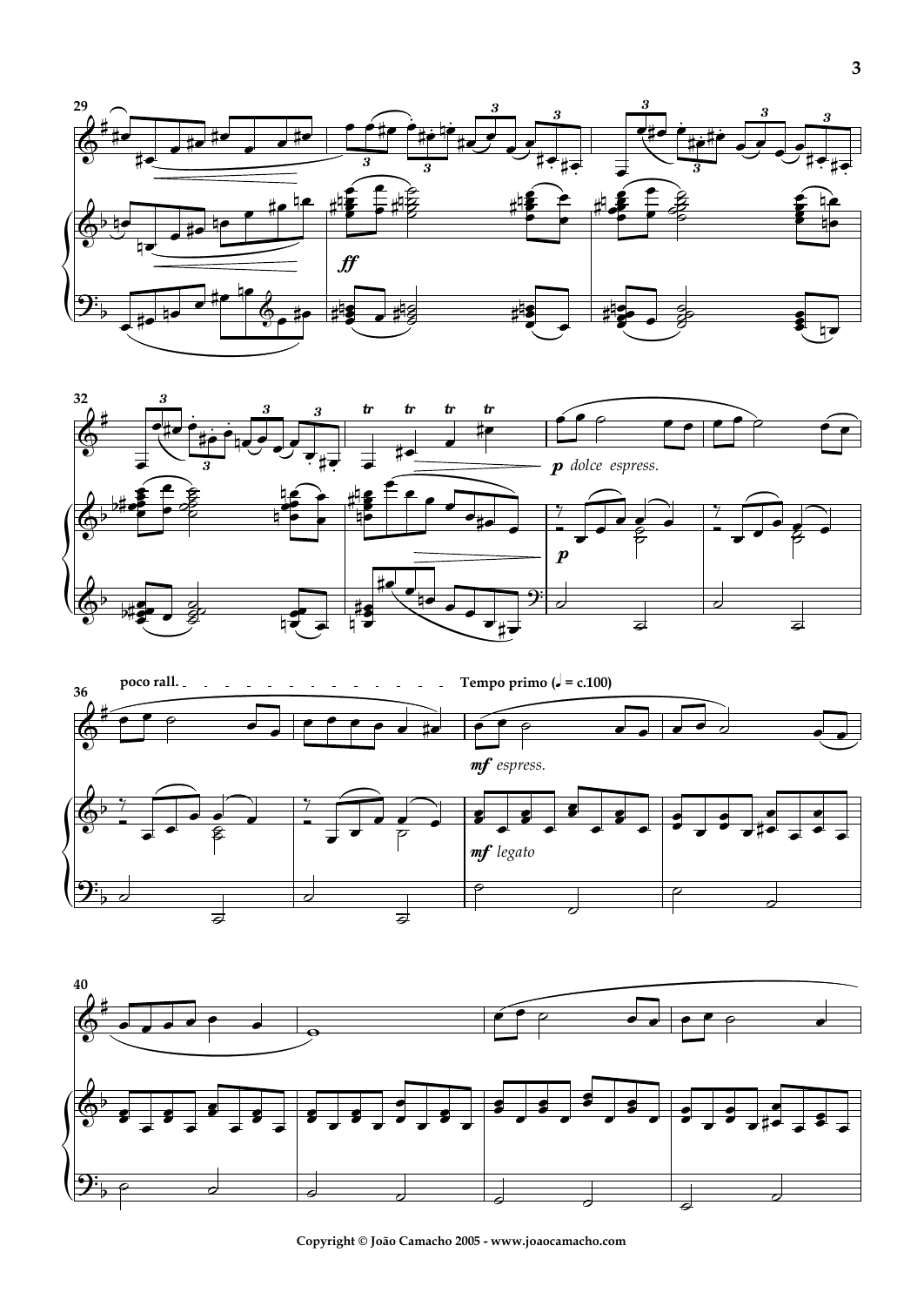*p dolce espress.*

**poco rall.**

**Tempo primo (♩ = c.100)**

*mf espress.*

*mf legato*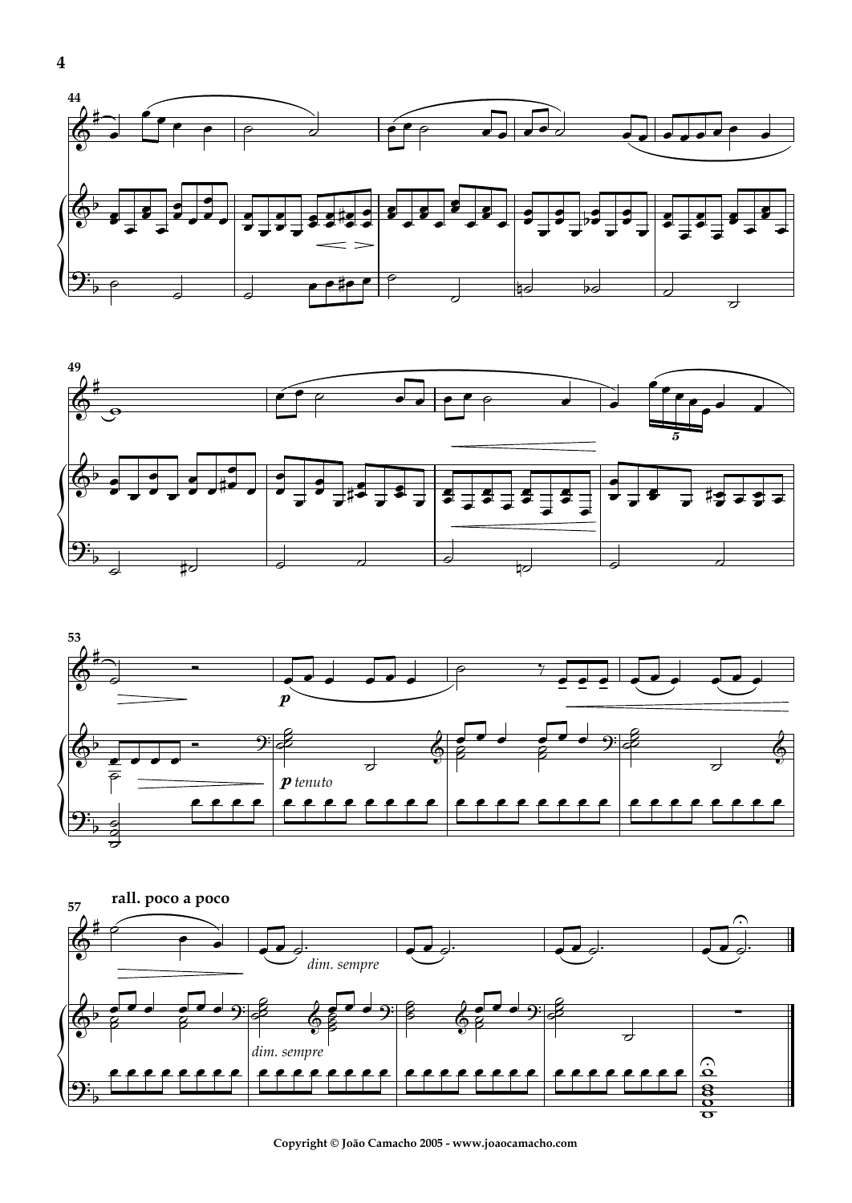**rall. poco a poco**

*p tenuto*

*dim. sempre*

*dim. sempre*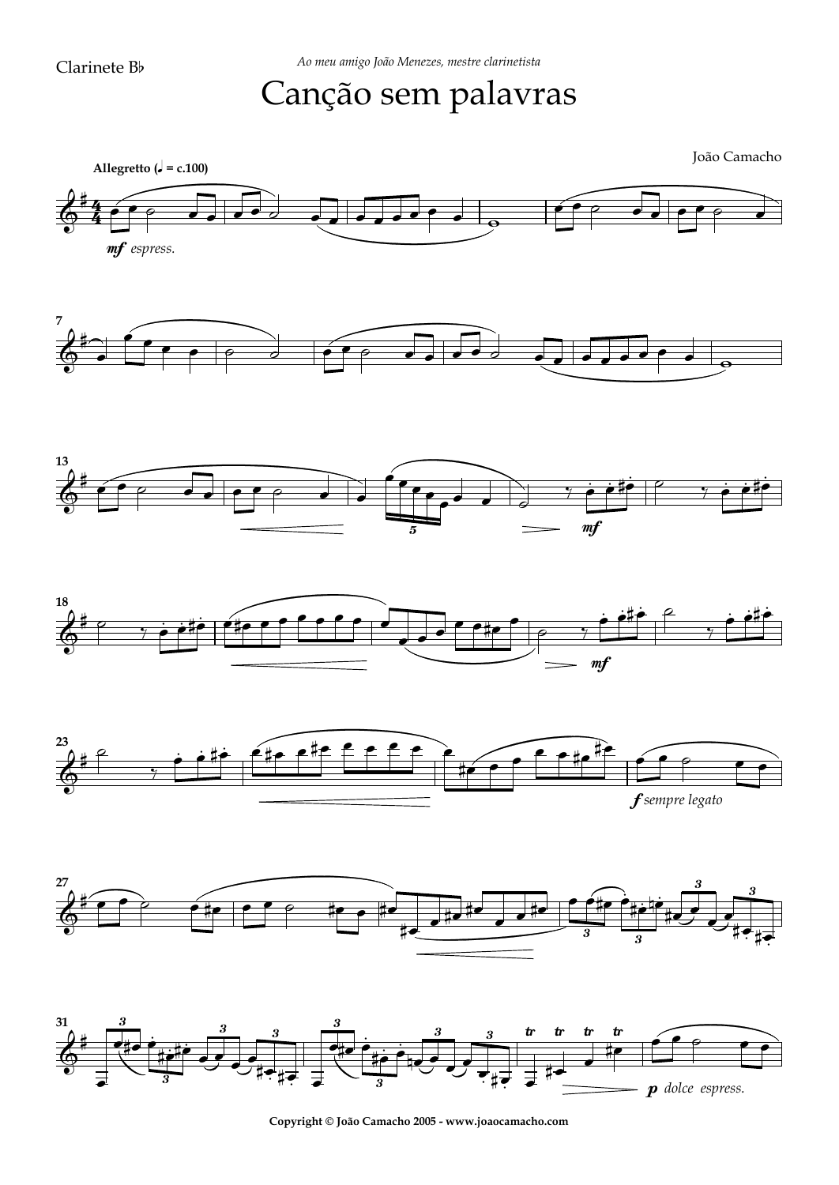Clarinete B♭

*Ao meu amigo João Menezes, mestre clarinetista*

# Canção sem palavras

João Camacho

**Allegretto (♩ = c.100)**

*mf espress.*

*mf*

*mf*

*f sempre legato*

*p dolce espress.*

**Copyright © João Camacho 2005 - www.joaocamacho.com**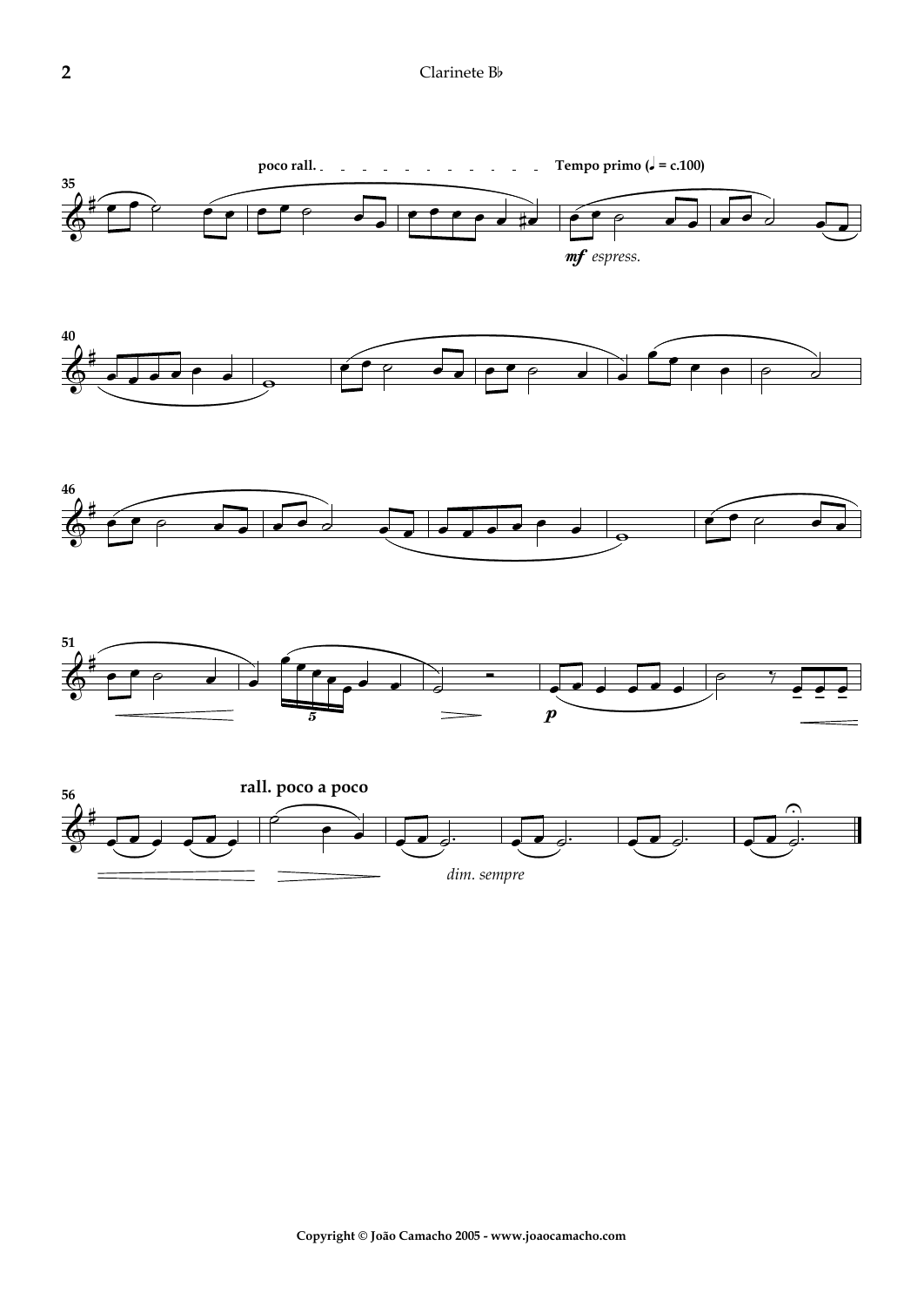poco rall.

Tempo primo (♩ = c.100)

*mf espress.*

*p*

rall. poco a poco

*dim. sempre*

Copyright © João Camacho 2005 - www.joaocamacho.com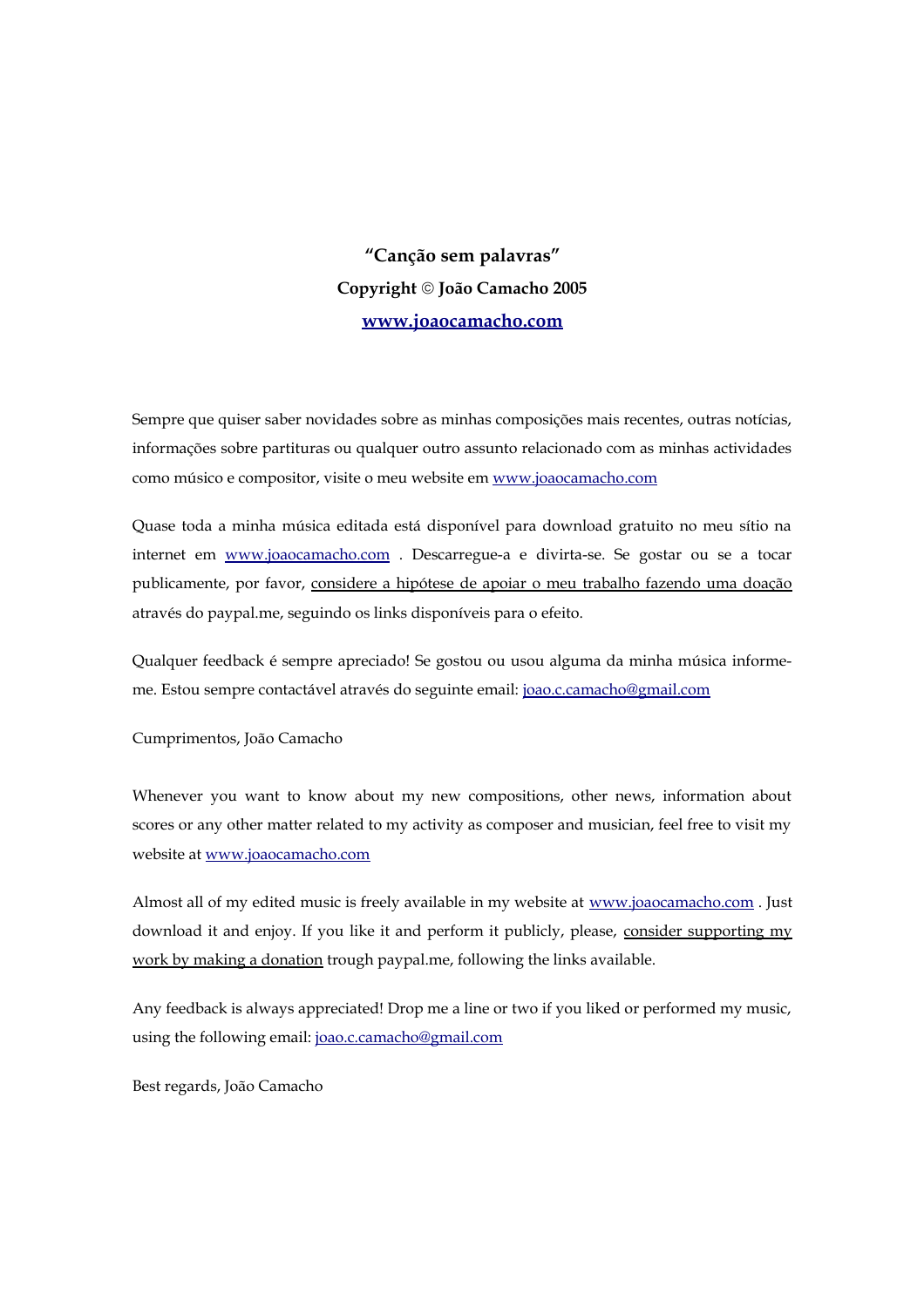**“Canção sem palavras”**

**Copyright © João Camacho 2005**

**www.joaocamacho.com**

Sempre que quiser saber novidades sobre as minhas composições mais recentes, outras notícias, informações sobre partituras ou qualquer outro assunto relacionado com as minhas actividades como músico e compositor, visite o meu website em www.joaocamacho.com

Quase toda a minha música editada está disponível para download gratuito no meu sítio na internet em www.joaocamacho.com . Descarregue-a e divirta-se. Se gostar ou se a tocar publicamente, por favor, considere a hipótese de apoiar o meu trabalho fazendo uma doação através do paypal.me, seguindo os links disponíveis para o efeito.

Qualquer feedback é sempre apreciado! Se gostou ou usou alguma da minha música informe-me. Estou sempre contactável através do seguinte email: joao.c.camacho@gmail.com

Cumprimentos, João Camacho

Whenever you want to know about my new compositions, other news, information about scores or any other matter related to my activity as composer and musician, feel free to visit my website at www.joaocamacho.com

Almost all of my edited music is freely available in my website at www.joaocamacho.com . Just download it and enjoy. If you like it and perform it publicly, please, consider supporting my work by making a donation trough paypal.me, following the links available.

Any feedback is always appreciated! Drop me a line or two if you liked or performed my music, using the following email: joao.c.camacho@gmail.com

Best regards, João Camacho